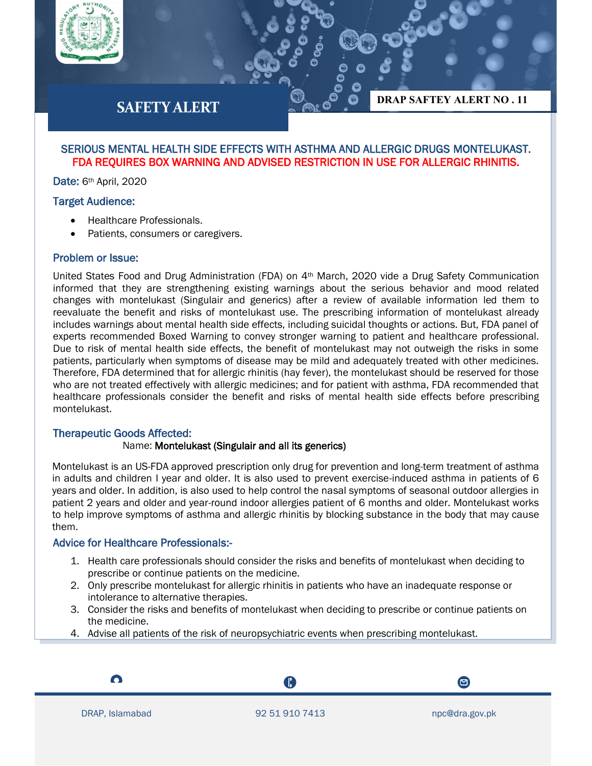# SAFETY ALERT

**DRAP SAFTEY ALERT NO . 11**

## SERIOUS MENTAL HEALTH SIDE EFFECTS WITH ASTHMA AND ALLERGIC DRUGS MONTELUKAST. FDA REQUIRES BOX WARNING AND ADVISED RESTRICTION IN USE FOR ALLERGIC RHINITIS.

**Date:** 6th April, 2020

### Target Audience:

- Healthcare Professionals.
- Patients, consumers or caregivers.

### Problem or Issue:

United States Food and Drug Administration (FDA) on 4th March, 2020 vide a Drug Safety Communication informed that they are strengthening existing warnings about the serious behavior and mood related changes with montelukast (Singulair and generics) after a review of available information led them to reevaluate the benefit and risks of montelukast use. The prescribing information of montelukast already includes warnings about mental health side effects, including suicidal thoughts or actions. But, FDA panel of experts recommended Boxed Warning to convey stronger warning to patient and healthcare professional. Due to risk of mental health side effects, the benefit of montelukast may not outweigh the risks in some patients, particularly when symptoms of disease may be mild and adequately treated with other medicines. Therefore, FDA determined that for allergic rhinitis (hay fever), the montelukast should be reserved for those who are not treated effectively with allergic medicines; and for patient with asthma, FDA recommended that healthcare professionals consider the benefit and risks of mental health side effects before prescribing montelukast.

### Therapeutic Goods Affected:

Name: **Montelukast (Singulair and all its generics)**

Montelukast is an US-FDA approved prescription only drug for prevention and long-term treatment of asthma in adults and children I year and older. It is also used to prevent exercise-induced asthma in patients of 6 years and older. In addition, is also used to help control the nasal symptoms of seasonal outdoor allergies in patient 2 years and older and year-round indoor allergies patient of 6 months and older. Montelukast works to help improve symptoms of asthma and allergic rhinitis by blocking substance in the body that may cause them.

### Advice for Healthcare Professionals:-

1. Health care professionals should consider the risks and benefits of montelukast when deciding to prescribe or continue patients on the medicine.
2. Only prescribe montelukast for allergic rhinitis in patients who have an inadequate response or intolerance to alternative therapies.
3. Consider the risks and benefits of montelukast when deciding to prescribe or continue patients on the medicine.
4. Advise all patients of the risk of neuropsychiatric events when prescribing montelukast.

DRAP, Islamabad | 92 51 910 7413 | npc@dra.gov.pk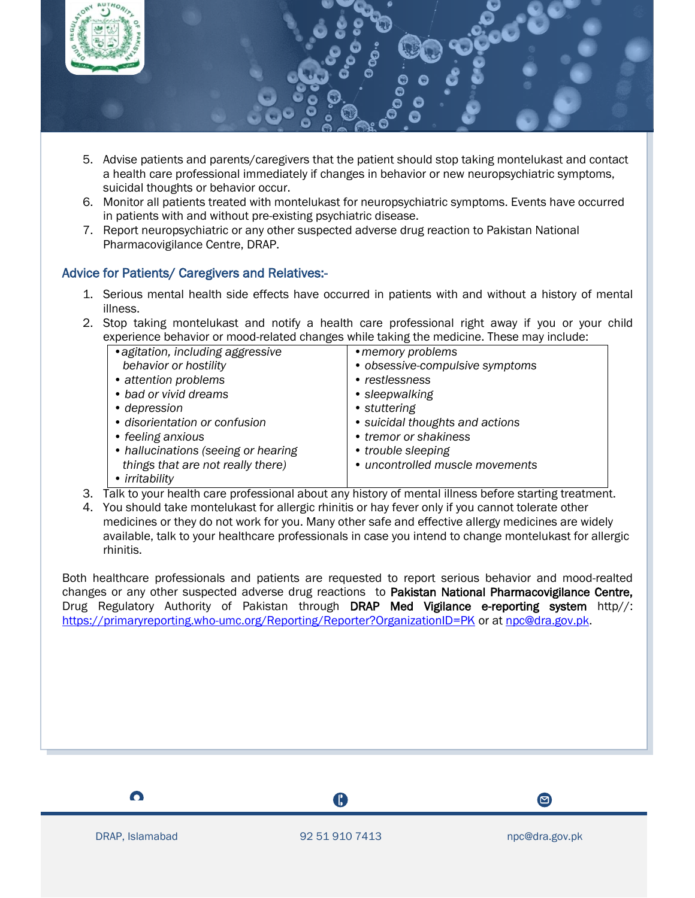5. Advise patients and parents/caregivers that the patient should stop taking montelukast and contact a health care professional immediately if changes in behavior or new neuropsychiatric symptoms, suicidal thoughts or behavior occur.
6. Monitor all patients treated with montelukast for neuropsychiatric symptoms. Events have occurred in patients with and without pre-existing psychiatric disease.
7. Report neuropsychiatric or any other suspected adverse drug reaction to Pakistan National Pharmacovigilance Centre, DRAP.

## Advice for Patients/ Caregivers and Relatives:-

1. Serious mental health side effects have occurred in patients with and without a history of mental illness.
2. Stop taking montelukast and notify a health care professional right away if you or your child experience behavior or mood-related changes while taking the medicine. These may include:

| | |
|---|---|
| • *agitation, including aggressive behavior or hostility*<br>• *attention problems*<br>• *bad or vivid dreams*<br>• *depression*<br>• *disorientation or confusion*<br>• *feeling anxious*<br>• *hallucinations (seeing or hearing things that are not really there)*<br>• *irritability* | • *memory problems*<br>• *obsessive-compulsive symptoms*<br>• *restlessness*<br>• *sleepwalking*<br>• *stuttering*<br>• *suicidal thoughts and actions*<br>• *tremor or shakiness*<br>• *trouble sleeping*<br>• *uncontrolled muscle movements* |

3. Talk to your health care professional about any history of mental illness before starting treatment.
4. You should take montelukast for allergic rhinitis or hay fever only if you cannot tolerate other medicines or they do not work for you. Many other safe and effective allergy medicines are widely available, talk to your healthcare professionals in case you intend to change montelukast for allergic rhinitis.

Both healthcare professionals and patients are requested to report serious behavior and mood-realted changes or any other suspected adverse drug reactions to **Pakistan National Pharmacovigilance Centre,** Drug Regulatory Authority of Pakistan through **DRAP Med Vigilance e-reporting system** http//: https://primaryreporting.who-umc.org/Reporting/Reporter?OrganizationID=PK or at npc@dra.gov.pk.

DRAP, Islamabad | 92 51 910 7413 | npc@dra.gov.pk